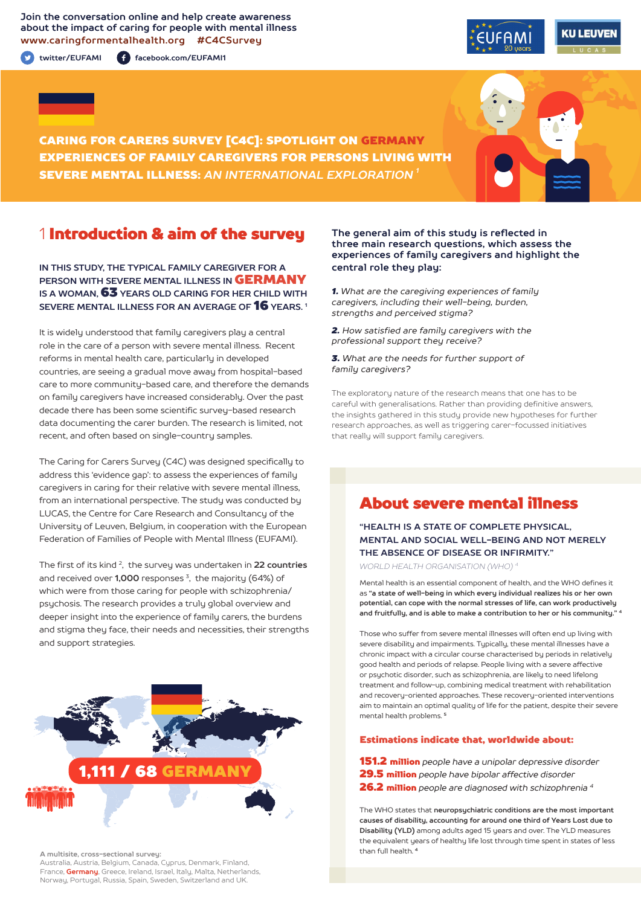Join the conversation online and help create awareness about the impact of caring for people with mental illness
www.caringformentalhealth.org #C4CSurvey

twitter/EUFAMI facebook.com/EUFAMI1

# CARING FOR CARERS SURVEY [C4C]: SPOTLIGHT ON GERMANY
## EXPERIENCES OF FAMILY CAREGIVERS FOR PERSONS LIVING WITH SEVERE MENTAL ILLNESS: *AN INTERNATIONAL EXPLORATION* [1]

## 1 Introduction & aim of the survey

**IN THIS STUDY, THE TYPICAL FAMILY CAREGIVER FOR A PERSON WITH SEVERE MENTAL ILLNESS IN GERMANY IS A WOMAN, 63 YEARS OLD CARING FOR HER CHILD WITH SEVERE MENTAL ILLNESS FOR AN AVERAGE OF 16 YEARS.** [1]

It is widely understood that family caregivers play a central role in the care of a person with severe mental illness. Recent reforms in mental health care, particularly in developed countries, are seeing a gradual move away from hospital-based care to more community-based care, and therefore the demands on family caregivers have increased considerably. Over the past decade there has been some scientific survey-based research data documenting the carer burden. The research is limited, not recent, and often based on single-country samples.

The Caring for Carers Survey (C4C) was designed specifically to address this 'evidence gap': to assess the experiences of family caregivers in caring for their relative with severe mental illness, from an international perspective. The study was conducted by LUCAS, the Centre for Care Research and Consultancy of the University of Leuven, Belgium, in cooperation with the European Federation of Families of People with Mental Illness (EUFAMI).

The first of its kind [2], the survey was undertaken in **22 countries** and received over **1,000** responses [3], the majority (64%) of which were from those caring for people with schizophrenia/psychosis. The research provides a truly global overview and deeper insight into the experience of family carers, the burdens and stigma they face, their needs and necessities, their strengths and support strategies.

**1,111 / 68 GERMANY**

**A multisite, cross-sectional survey:**
Australia, Austria, Belgium, Canada, Cyprus, Denmark, Finland, France, **Germany**, Greece, Ireland, Israel, Italy, Malta, Netherlands, Norway, Portugal, Russia, Spain, Sweden, Switzerland and UK.

**The general aim of this study is reflected in three main research questions, which assess the experiences of family caregivers and highlight the central role they play:**

***1.*** *What are the caregiving experiences of family caregivers, including their well-being, burden, strengths and perceived stigma?*

***2.*** *How satisfied are family caregivers with the professional support they receive?*

***3.*** *What are the needs for further support of family caregivers?*

The exploratory nature of the research means that one has to be careful with generalisations. Rather than providing definitive answers, the insights gathered in this study provide new hypotheses for further research approaches, as well as triggering carer-focussed initiatives that really will support family caregivers.

## About severe mental illness

**"HEALTH IS A STATE OF COMPLETE PHYSICAL, MENTAL AND SOCIAL WELL-BEING AND NOT MERELY THE ABSENCE OF DISEASE OR INFIRMITY."**
*WORLD HEALTH ORGANISATION (WHO)* [4]

Mental health is an essential component of health, and the WHO defines it as **"a state of well-being in which every individual realizes his or her own potential, can cope with the normal stresses of life, can work productively and fruitfully, and is able to make a contribution to her or his community."** [4]

Those who suffer from severe mental illnesses will often end up living with severe disability and impairments. Typically, these mental illnesses have a chronic impact with a circular course characterised by periods in relatively good health and periods of relapse. People living with a severe affective or psychotic disorder, such as schizophrenia, are likely to need lifelong treatment and follow-up, combining medical treatment with rehabilitation and recovery-oriented approaches. These recovery-oriented interventions aim to maintain an optimal quality of life for the patient, despite their severe mental health problems. [5]

**Estimations indicate that, worldwide about:**

**151.2 million** *people have a unipolar depressive disorder*
**29.5 million** *people have bipolar affective disorder*
**26.2 million** *people are diagnosed with schizophrenia* [4]

The WHO states that **neuropsychiatric conditions are the most important causes of disability, accounting for around one third of Years Lost due to Disability (YLD)** among adults aged 15 years and over. The YLD measures the equivalent years of healthy life lost through time spent in states of less than full health. [4]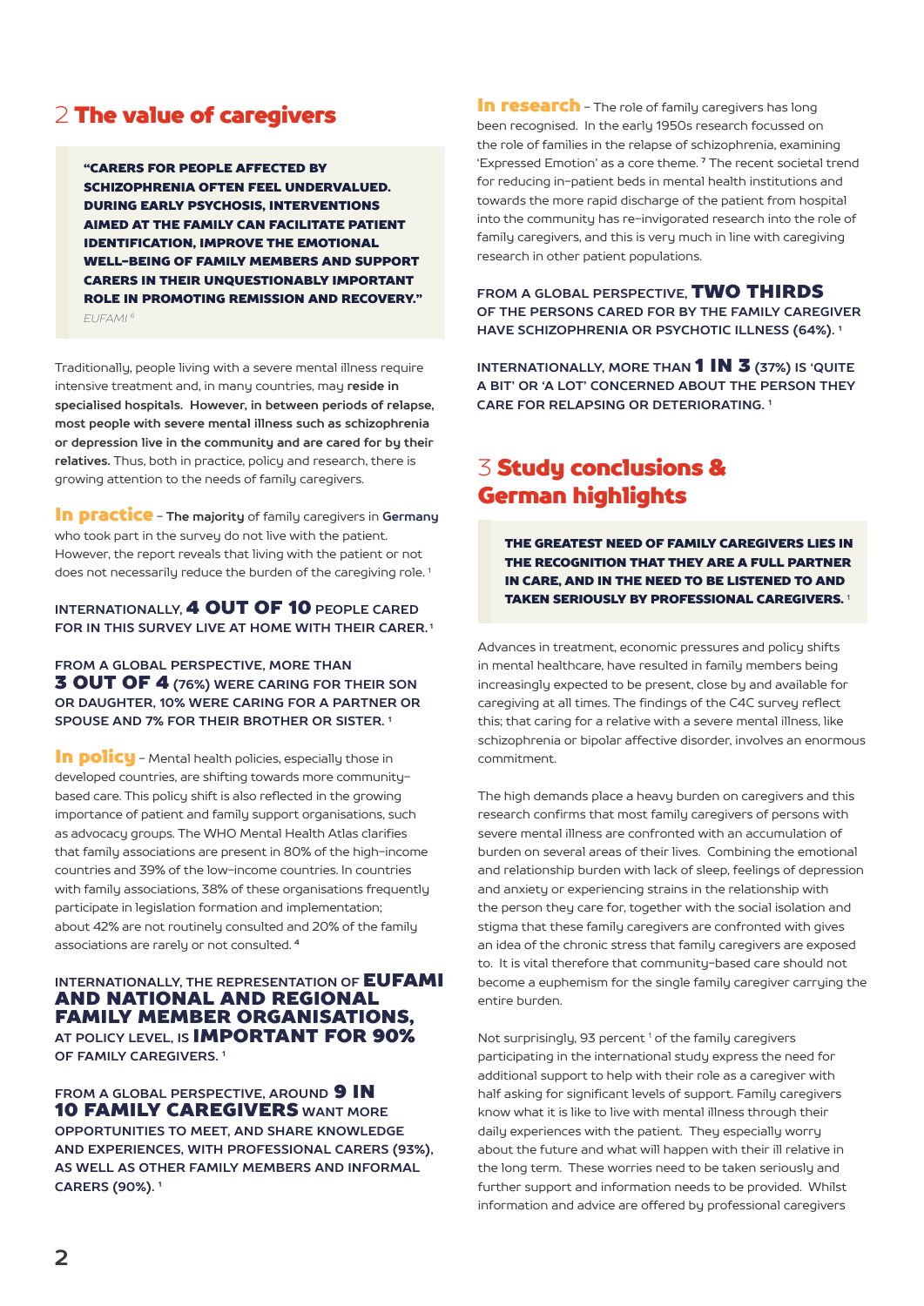## 2 The value of caregivers

> **"CARERS FOR PEOPLE AFFECTED BY SCHIZOPHRENIA OFTEN FEEL UNDERVALUED. DURING EARLY PSYCHOSIS, INTERVENTIONS AIMED AT THE FAMILY CAN FACILITATE PATIENT IDENTIFICATION, IMPROVE THE EMOTIONAL WELL-BEING OF FAMILY MEMBERS AND SUPPORT CARERS IN THEIR UNQUESTIONABLY IMPORTANT ROLE IN PROMOTING REMISSION AND RECOVERY."**
> *EUFAMI [8]*

Traditionally, people living with a severe mental illness require intensive treatment and, in many countries, may **reside in specialised hospitals. However, in between periods of relapse, most people with severe mental illness such as schizophrenia or depression live in the community and are cared for by their relatives.** Thus, both in practice, policy and research, there is growing attention to the needs of family caregivers.

**In practice** – **The majority** of family caregivers in **Germany** who took part in the survey do not live with the patient. However, the report reveals that living with the patient or not does not necessarily reduce the burden of the caregiving role. [1]

**INTERNATIONALLY, 4 OUT OF 10 PEOPLE CARED FOR IN THIS SURVEY LIVE AT HOME WITH THEIR CARER.** [1]

**FROM A GLOBAL PERSPECTIVE, MORE THAN 3 OUT OF 4 (76%) WERE CARING FOR THEIR SON OR DAUGHTER, 10% WERE CARING FOR A PARTNER OR SPOUSE AND 7% FOR THEIR BROTHER OR SISTER.** [1]

**In policy** – Mental health policies, especially those in developed countries, are shifting towards more community-based care. This policy shift is also reflected in the growing importance of patient and family support organisations, such as advocacy groups. The WHO Mental Health Atlas clarifies that family associations are present in 80% of the high-income countries and 39% of the low-income countries. In countries with family associations, 38% of these organisations frequently participate in legislation formation and implementation; about 42% are not routinely consulted and 20% of the family associations are rarely or not consulted. [4]

**INTERNATIONALLY, THE REPRESENTATION OF EUFAMI AND NATIONAL AND REGIONAL FAMILY MEMBER ORGANISATIONS, AT POLICY LEVEL, IS IMPORTANT FOR 90% OF FAMILY CAREGIVERS.** [1]

**FROM A GLOBAL PERSPECTIVE, AROUND 9 IN 10 FAMILY CAREGIVERS WANT MORE OPPORTUNITIES TO MEET, AND SHARE KNOWLEDGE AND EXPERIENCES, WITH PROFESSIONAL CARERS (93%), AS WELL AS OTHER FAMILY MEMBERS AND INFORMAL CARERS (90%).** [1]

**In research** – The role of family caregivers has long been recognised. In the early 1950s research focussed on the role of families in the relapse of schizophrenia, examining 'Expressed Emotion' as a core theme. [7] The recent societal trend for reducing in-patient beds in mental health institutions and towards the more rapid discharge of the patient from hospital into the community has re-invigorated research into the role of family caregivers, and this is very much in line with caregiving research in other patient populations.

**FROM A GLOBAL PERSPECTIVE, TWO THIRDS OF THE PERSONS CARED FOR BY THE FAMILY CAREGIVER HAVE SCHIZOPHRENIA OR PSYCHOTIC ILLNESS (64%).** [1]

**INTERNATIONALLY, MORE THAN 1 IN 3 (37%) IS 'QUITE A BIT' OR 'A LOT' CONCERNED ABOUT THE PERSON THEY CARE FOR RELAPSING OR DETERIORATING.** [1]

## 3 Study conclusions & German highlights

> **THE GREATEST NEED OF FAMILY CAREGIVERS LIES IN THE RECOGNITION THAT THEY ARE A FULL PARTNER IN CARE, AND IN THE NEED TO BE LISTENED TO AND TAKEN SERIOUSLY BY PROFESSIONAL CAREGIVERS.** [1]

Advances in treatment, economic pressures and policy shifts in mental healthcare, have resulted in family members being increasingly expected to be present, close by and available for caregiving at all times. The findings of the C4C survey reflect this; that caring for a relative with a severe mental illness, like schizophrenia or bipolar affective disorder, involves an enormous commitment.

The high demands place a heavy burden on caregivers and this research confirms that most family caregivers of persons with severe mental illness are confronted with an accumulation of burden on several areas of their lives. Combining the emotional and relationship burden with lack of sleep, feelings of depression and anxiety or experiencing strains in the relationship with the person they care for, together with the social isolation and stigma that these family caregivers are confronted with gives an idea of the chronic stress that family caregivers are exposed to. It is vital therefore that community-based care should not become a euphemism for the single family caregiver carrying the entire burden.

Not surprisingly, 93 percent [1] of the family caregivers participating in the international study express the need for additional support to help with their role as a caregiver with half asking for significant levels of support. Family caregivers know what it is like to live with mental illness through their daily experiences with the patient. They especially worry about the future and what will happen with their ill relative in the long term. These worries need to be taken seriously and further support and information needs to be provided. Whilst information and advice are offered by professional caregivers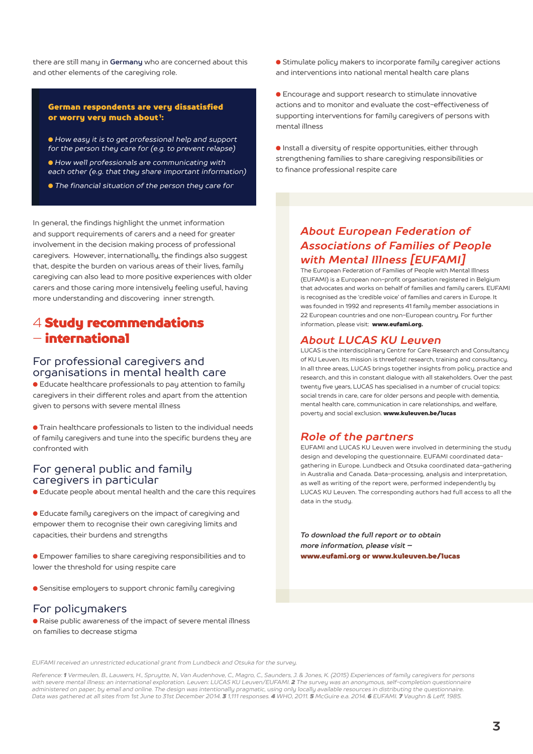there are still many in **Germany** who are concerned about this and other elements of the caregiving role.

**German respondents are very dissatisfied or worry very much about[1]:**

- *How easy it is to get professional help and support for the person they care for (e.g. to prevent relapse)*
- *How well professionals are communicating with each other (e.g. that they share important information)*
- *The financial situation of the person they care for*

In general, the findings highlight the unmet information and support requirements of carers and a need for greater involvement in the decision making process of professional caregivers. However, internationally, the findings also suggest that, despite the burden on various areas of their lives, family caregiving can also lead to more positive experiences with older carers and those caring more intensively feeling useful, having more understanding and discovering inner strength.

## 4 Study recommendations – international

### For professional caregivers and organisations in mental health care

- Educate healthcare professionals to pay attention to family caregivers in their different roles and apart from the attention given to persons with severe mental illness
- Train healthcare professionals to listen to the individual needs of family caregivers and tune into the specific burdens they are confronted with

### For general public and family caregivers in particular

- Educate people about mental health and the care this requires
- Educate family caregivers on the impact of caregiving and empower them to recognise their own caregiving limits and capacities, their burdens and strengths
- Empower families to share caregiving responsibilities and to lower the threshold for using respite care
- Sensitise employers to support chronic family caregiving

### For policymakers

- Raise public awareness of the impact of severe mental illness on families to decrease stigma
- Stimulate policy makers to incorporate family caregiver actions and interventions into national mental health care plans
- Encourage and support research to stimulate innovative actions and to monitor and evaluate the cost-effectiveness of supporting interventions for family caregivers of persons with mental illness
- Install a diversity of respite opportunities, either through strengthening families to share caregiving responsibilities or to finance professional respite care

## *About European Federation of Associations of Families of People with Mental Illness [EUFAMI]*

The European Federation of Families of People with Mental Illness (EUFAMI) is a European non-profit organisation registered in Belgium that advocates and works on behalf of families and family carers. EUFAMI is recognised as the 'credible voice' of families and carers in Europe. It was founded in 1992 and represents 41 family member associations in 22 European countries and one non-European country. For further information, please visit: **www.eufami.org.**

## *About LUCAS KU Leuven*

LUCAS is the interdisciplinary Centre for Care Research and Consultancy of KU Leuven. Its mission is threefold: research, training and consultancy. In all three areas, LUCAS brings together insights from policy, practice and research, and this in constant dialogue with all stakeholders. Over the past twenty five years, LUCAS has specialised in a number of crucial topics: social trends in care, care for older persons and people with dementia, mental health care, communication in care relationships, and welfare, poverty and social exclusion. **www.kuleuven.be/lucas**

## *Role of the partners*

EUFAMI and LUCAS KU Leuven were involved in determining the study design and developing the questionnaire. EUFAMI coordinated data-gathering in Europe. Lundbeck and Otsuka coordinated data-gathering in Australia and Canada. Data-processing, analysis and interpretation, as well as writing of the report were, performed independently by LUCAS KU Leuven. The corresponding authors had full access to all the data in the study.

***To download the full report or to obtain more information, please visit –***
**www.eufami.org or www.kuleuven.be/lucas**

*EUFAMI received an unrestricted educational grant from Lundbeck and Otsuka for the survey.*

*Reference: **1** Vermeulen, B., Lauwers, H., Spruytte, N., Van Audenhove, C., Magro, C., Saunders, J. & Jones, K. (2015) Experiences of family caregivers for persons with severe mental illness: an international exploration. Leuven: LUCAS KU Leuven/EUFAMI. **2** The survey was an anonymous, self-completion questionnaire administered on paper, by email and online. The design was intentionally pragmatic, using only locally available resources in distributing the questionnaire. Data was gathered at all sites from 1st June to 31st December 2014. **3** 1,111 responses. **4** WHO, 2011. **5** McGuire e.a. 2014. **6** EUFAMI. **7** Vaughn & Leff, 1985.*